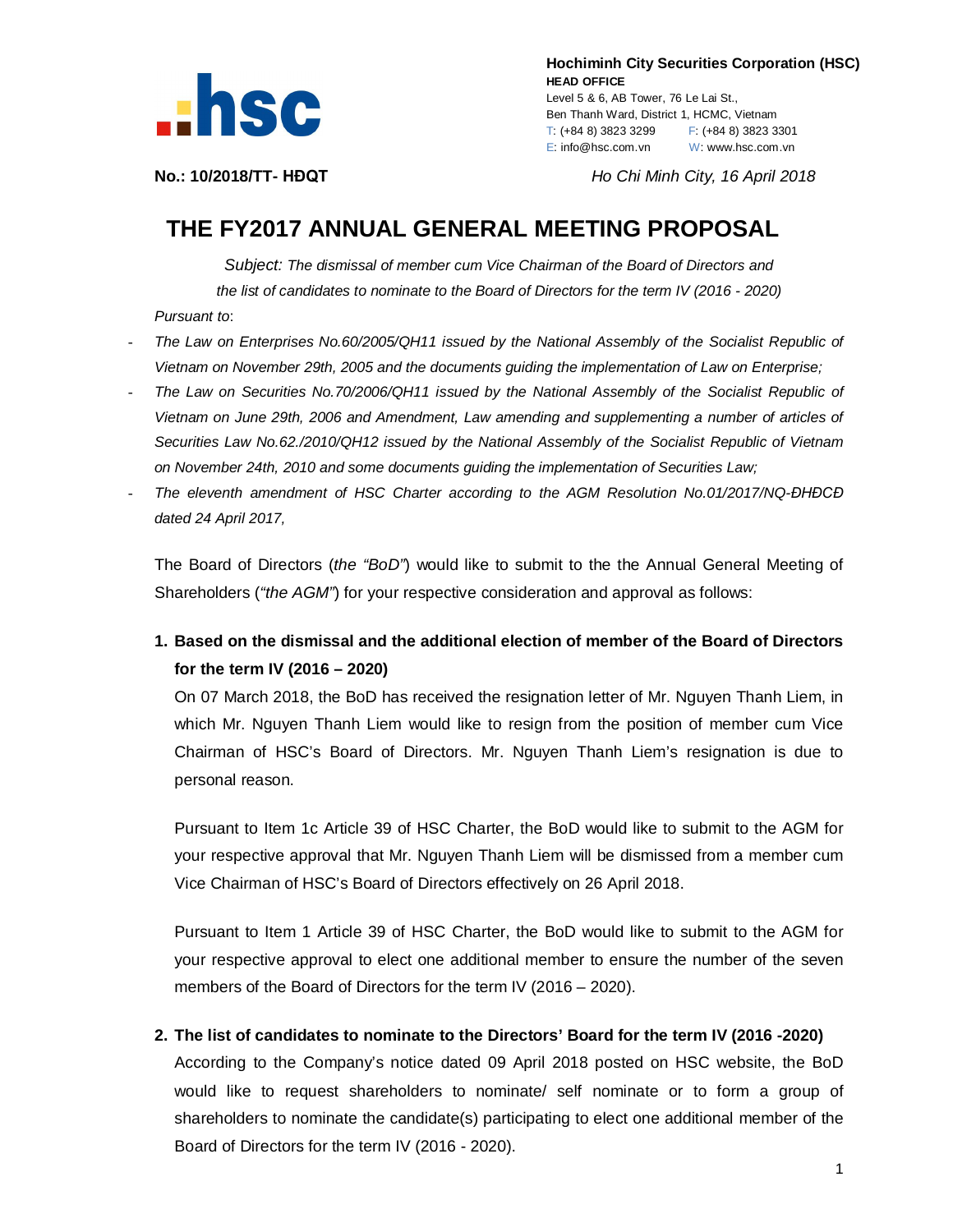**Hochiminh City Securities Corporation (HSC)**
**HEAD OFFICE**
Level 5 & 6, AB Tower, 76 Le Lai St.,
Ben Thanh Ward, District 1, HCMC, Vietnam
T: (+84 8) 3823 3299 F: (+84 8) 3823 3301
E: info@hsc.com.vn W: www.hsc.com.vn

**No.: 10/2018/TT- HĐQT** *Ho Chi Minh City, 16 April 2018*

# THE FY2017 ANNUAL GENERAL MEETING PROPOSAL

*Subject: The dismissal of member cum Vice Chairman of the Board of Directors and the list of candidates to nominate to the Board of Directors for the term IV (2016 - 2020)*

*Pursuant to*:

- *The Law on Enterprises No.60/2005/QH11 issued by the National Assembly of the Socialist Republic of Vietnam on November 29th, 2005 and the documents guiding the implementation of Law on Enterprise;*
- *The Law on Securities No.70/2006/QH11 issued by the National Assembly of the Socialist Republic of Vietnam on June 29th, 2006 and Amendment, Law amending and supplementing a number of articles of Securities Law No.62./2010/QH12 issued by the National Assembly of the Socialist Republic of Vietnam on November 24th, 2010 and some documents guiding the implementation of Securities Law;*
- *The eleventh amendment of HSC Charter according to the AGM Resolution No.01/2017/NQ-ĐHĐCĐ dated 24 April 2017,*

The Board of Directors (*the "BoD"*) would like to submit to the the Annual General Meeting of Shareholders (*"the AGM"*) for your respective consideration and approval as follows:

**1. Based on the dismissal and the additional election of member of the Board of Directors for the term IV (2016 – 2020)**

On 07 March 2018, the BoD has received the resignation letter of Mr. Nguyen Thanh Liem, in which Mr. Nguyen Thanh Liem would like to resign from the position of member cum Vice Chairman of HSC's Board of Directors. Mr. Nguyen Thanh Liem's resignation is due to personal reason.

Pursuant to Item 1c Article 39 of HSC Charter, the BoD would like to submit to the AGM for your respective approval that Mr. Nguyen Thanh Liem will be dismissed from a member cum Vice Chairman of HSC's Board of Directors effectively on 26 April 2018.

Pursuant to Item 1 Article 39 of HSC Charter, the BoD would like to submit to the AGM for your respective approval to elect one additional member to ensure the number of the seven members of the Board of Directors for the term IV (2016 – 2020).

**2. The list of candidates to nominate to the Directors' Board for the term IV (2016 -2020)**

According to the Company's notice dated 09 April 2018 posted on HSC website, the BoD would like to request shareholders to nominate/ self nominate or to form a group of shareholders to nominate the candidate(s) participating to elect one additional member of the Board of Directors for the term IV (2016 - 2020).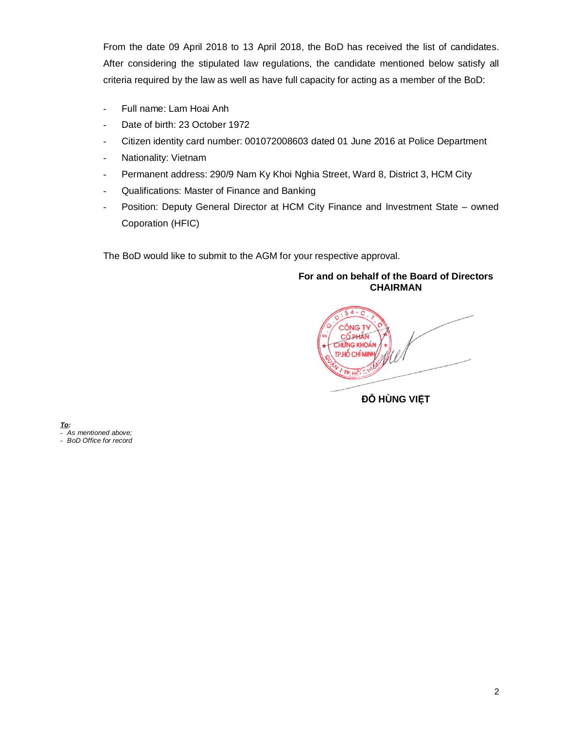From the date 09 April 2018 to 13 April 2018, the BoD has received the list of candidates. After considering the stipulated law regulations, the candidate mentioned below satisfy all criteria required by the law as well as have full capacity for acting as a member of the BoD:

- Full name: Lam Hoai Anh
- Date of birth: 23 October 1972
- Citizen identity card number: 001072008603 dated 01 June 2016 at Police Department
- Nationality: Vietnam
- Permanent address: 290/9 Nam Ky Khoi Nghia Street, Ward 8, District 3, HCM City
- Qualifications: Master of Finance and Banking
- Position: Deputy General Director at HCM City Finance and Investment State – owned Coporation (HFIC)

The BoD would like to submit to the AGM for your respective approval.

**For and on behalf of the Board of Directors**
**CHAIRMAN**

CÔNG TY CỔ PHẦN CHỨNG KHOÁN TP.HỒ CHÍ MINH

**ĐỖ HÙNG VIỆT**

***To:***
- *As mentioned above;*
- *BoD Office for record*